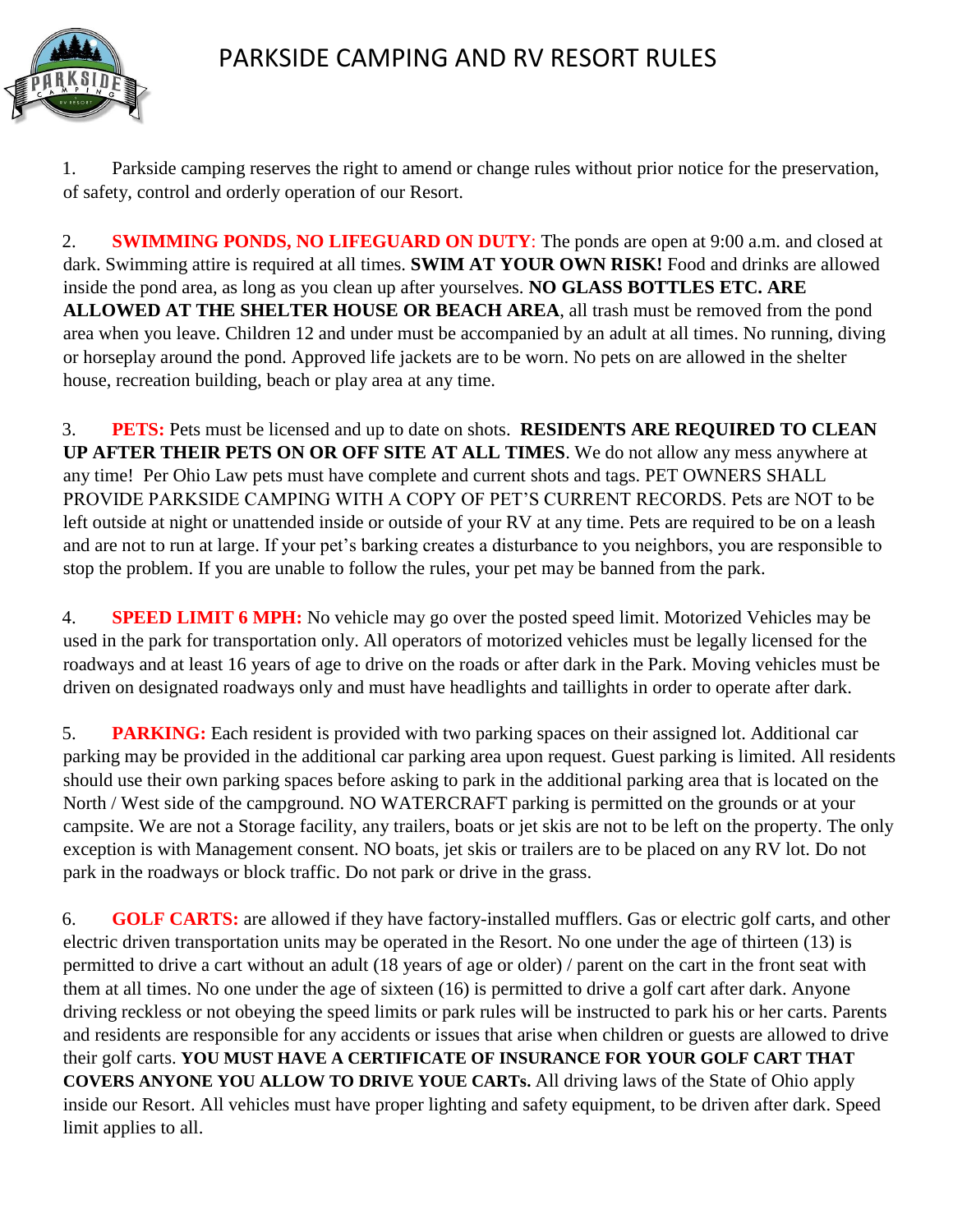# PARKSIDE CAMPING AND RV RESORT RULES

1. Parkside camping reserves the right to amend or change rules without prior notice for the preservation, of safety, control and orderly operation of our Resort.

2. **SWIMMING PONDS, NO LIFEGUARD ON DUTY**: The ponds are open at 9:00 a.m. and closed at dark. Swimming attire is required at all times. **SWIM AT YOUR OWN RISK!** Food and drinks are allowed inside the pond area, as long as you clean up after yourselves. **NO GLASS BOTTLES ETC. ARE ALLOWED AT THE SHELTER HOUSE OR BEACH AREA**, all trash must be removed from the pond area when you leave. Children 12 and under must be accompanied by an adult at all times. No running, diving or horseplay around the pond. Approved life jackets are to be worn. No pets on are allowed in the shelter house, recreation building, beach or play area at any time.

3. **PETS:** Pets must be licensed and up to date on shots. **RESIDENTS ARE REQUIRED TO CLEAN UP AFTER THEIR PETS ON OR OFF SITE AT ALL TIMES**. We do not allow any mess anywhere at any time! Per Ohio Law pets must have complete and current shots and tags. PET OWNERS SHALL PROVIDE PARKSIDE CAMPING WITH A COPY OF PET'S CURRENT RECORDS. Pets are NOT to be left outside at night or unattended inside or outside of your RV at any time. Pets are required to be on a leash and are not to run at large. If your pet's barking creates a disturbance to you neighbors, you are responsible to stop the problem. If you are unable to follow the rules, your pet may be banned from the park.

4. **SPEED LIMIT 6 MPH:** No vehicle may go over the posted speed limit. Motorized Vehicles may be used in the park for transportation only. All operators of motorized vehicles must be legally licensed for the roadways and at least 16 years of age to drive on the roads or after dark in the Park. Moving vehicles must be driven on designated roadways only and must have headlights and taillights in order to operate after dark.

5. **PARKING:** Each resident is provided with two parking spaces on their assigned lot. Additional car parking may be provided in the additional car parking area upon request. Guest parking is limited. All residents should use their own parking spaces before asking to park in the additional parking area that is located on the North / West side of the campground. NO WATERCRAFT parking is permitted on the grounds or at your campsite. We are not a Storage facility, any trailers, boats or jet skis are not to be left on the property. The only exception is with Management consent. NO boats, jet skis or trailers are to be placed on any RV lot. Do not park in the roadways or block traffic. Do not park or drive in the grass.

6. **GOLF CARTS:** are allowed if they have factory-installed mufflers. Gas or electric golf carts, and other electric driven transportation units may be operated in the Resort. No one under the age of thirteen (13) is permitted to drive a cart without an adult (18 years of age or older) / parent on the cart in the front seat with them at all times. No one under the age of sixteen (16) is permitted to drive a golf cart after dark. Anyone driving reckless or not obeying the speed limits or park rules will be instructed to park his or her carts. Parents and residents are responsible for any accidents or issues that arise when children or guests are allowed to drive their golf carts. **YOU MUST HAVE A CERTIFICATE OF INSURANCE FOR YOUR GOLF CART THAT COVERS ANYONE YOU ALLOW TO DRIVE YOUE CARTs.** All driving laws of the State of Ohio apply inside our Resort. All vehicles must have proper lighting and safety equipment, to be driven after dark. Speed limit applies to all.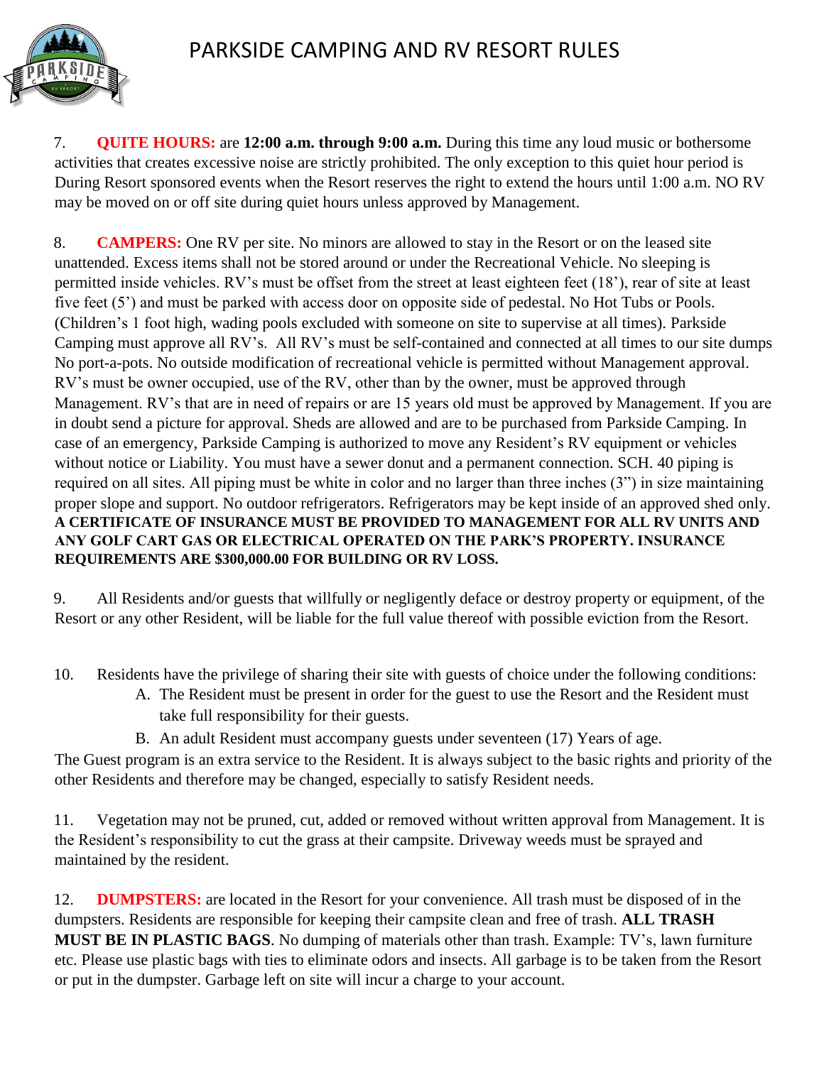# PARKSIDE CAMPING AND RV RESORT RULES

7. **QUITE HOURS:** are **12:00 a.m. through 9:00 a.m.** During this time any loud music or bothersome activities that creates excessive noise are strictly prohibited. The only exception to this quiet hour period is During Resort sponsored events when the Resort reserves the right to extend the hours until 1:00 a.m. NO RV may be moved on or off site during quiet hours unless approved by Management.

8. **CAMPERS:** One RV per site. No minors are allowed to stay in the Resort or on the leased site unattended. Excess items shall not be stored around or under the Recreational Vehicle. No sleeping is permitted inside vehicles. RV's must be offset from the street at least eighteen feet (18'), rear of site at least five feet (5') and must be parked with access door on opposite side of pedestal. No Hot Tubs or Pools. (Children's 1 foot high, wading pools excluded with someone on site to supervise at all times). Parkside Camping must approve all RV's. All RV's must be self-contained and connected at all times to our site dumps No port-a-pots. No outside modification of recreational vehicle is permitted without Management approval. RV's must be owner occupied, use of the RV, other than by the owner, must be approved through Management. RV's that are in need of repairs or are 15 years old must be approved by Management. If you are in doubt send a picture for approval. Sheds are allowed and are to be purchased from Parkside Camping. In case of an emergency, Parkside Camping is authorized to move any Resident's RV equipment or vehicles without notice or Liability. You must have a sewer donut and a permanent connection. SCH. 40 piping is required on all sites. All piping must be white in color and no larger than three inches (3") in size maintaining proper slope and support. No outdoor refrigerators. Refrigerators may be kept inside of an approved shed only. **A CERTIFICATE OF INSURANCE MUST BE PROVIDED TO MANAGEMENT FOR ALL RV UNITS AND ANY GOLF CART GAS OR ELECTRICAL OPERATED ON THE PARK'S PROPERTY. INSURANCE REQUIREMENTS ARE $300,000.00 FOR BUILDING OR RV LOSS.**

9. All Residents and/or guests that willfully or negligently deface or destroy property or equipment, of the Resort or any other Resident, will be liable for the full value thereof with possible eviction from the Resort.

10. Residents have the privilege of sharing their site with guests of choice under the following conditions:
    A. The Resident must be present in order for the guest to use the Resort and the Resident must take full responsibility for their guests.
    B. An adult Resident must accompany guests under seventeen (17) Years of age.

The Guest program is an extra service to the Resident. It is always subject to the basic rights and priority of the other Residents and therefore may be changed, especially to satisfy Resident needs.

11. Vegetation may not be pruned, cut, added or removed without written approval from Management. It is the Resident's responsibility to cut the grass at their campsite. Driveway weeds must be sprayed and maintained by the resident.

12. **DUMPSTERS:** are located in the Resort for your convenience. All trash must be disposed of in the dumpsters. Residents are responsible for keeping their campsite clean and free of trash. **ALL TRASH MUST BE IN PLASTIC BAGS**. No dumping of materials other than trash. Example: TV's, lawn furniture etc. Please use plastic bags with ties to eliminate odors and insects. All garbage is to be taken from the Resort or put in the dumpster. Garbage left on site will incur a charge to your account.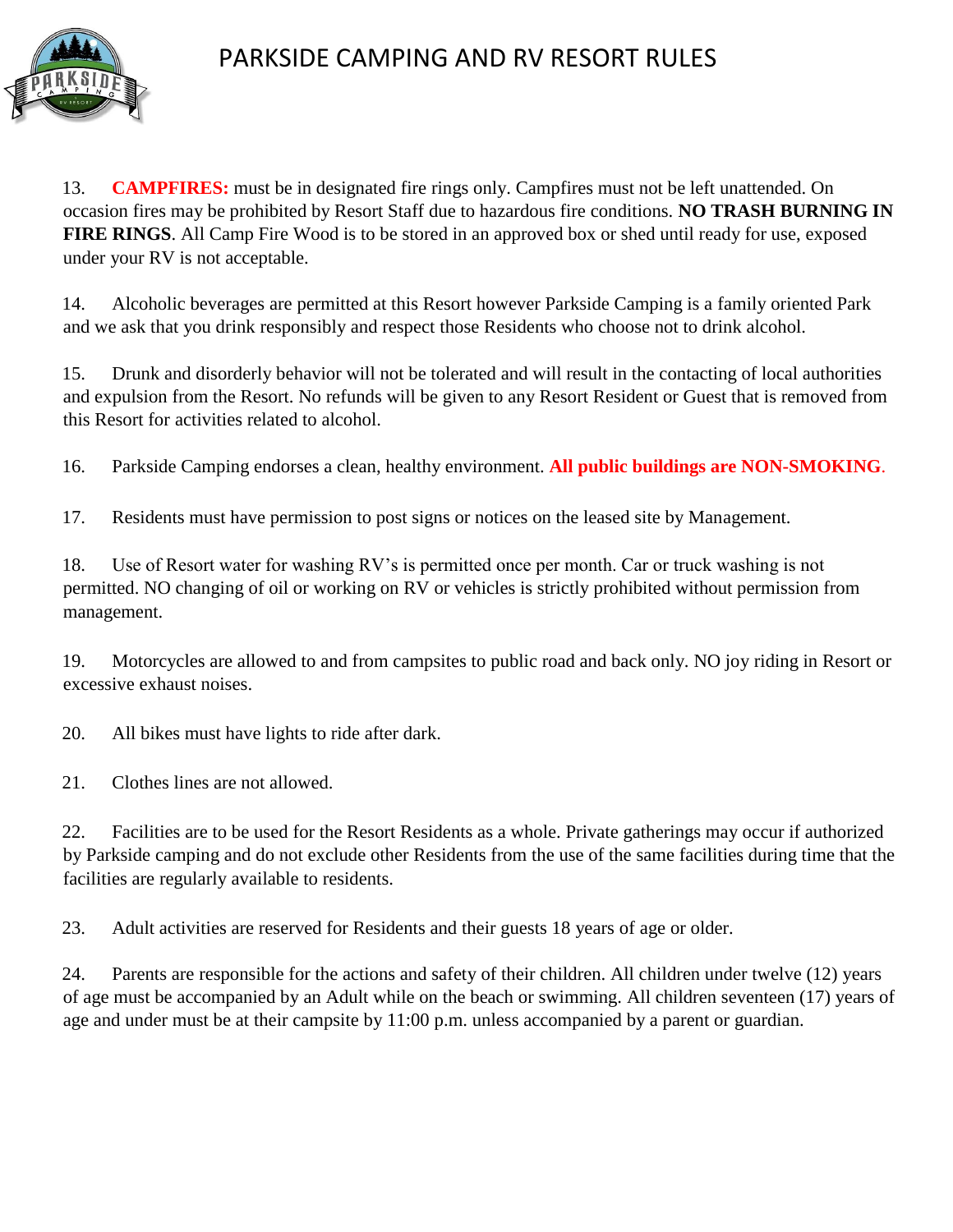# PARKSIDE CAMPING AND RV RESORT RULES

13. **CAMPFIRES:** must be in designated fire rings only. Campfires must not be left unattended. On occasion fires may be prohibited by Resort Staff due to hazardous fire conditions. **NO TRASH BURNING IN FIRE RINGS**. All Camp Fire Wood is to be stored in an approved box or shed until ready for use, exposed under your RV is not acceptable.

14. Alcoholic beverages are permitted at this Resort however Parkside Camping is a family oriented Park and we ask that you drink responsibly and respect those Residents who choose not to drink alcohol.

15. Drunk and disorderly behavior will not be tolerated and will result in the contacting of local authorities and expulsion from the Resort. No refunds will be given to any Resort Resident or Guest that is removed from this Resort for activities related to alcohol.

16. Parkside Camping endorses a clean, healthy environment. **All public buildings are NON-SMOKING**.

17. Residents must have permission to post signs or notices on the leased site by Management.

18. Use of Resort water for washing RV's is permitted once per month. Car or truck washing is not permitted. NO changing of oil or working on RV or vehicles is strictly prohibited without permission from management.

19. Motorcycles are allowed to and from campsites to public road and back only. NO joy riding in Resort or excessive exhaust noises.

20. All bikes must have lights to ride after dark.

21. Clothes lines are not allowed.

22. Facilities are to be used for the Resort Residents as a whole. Private gatherings may occur if authorized by Parkside camping and do not exclude other Residents from the use of the same facilities during time that the facilities are regularly available to residents.

23. Adult activities are reserved for Residents and their guests 18 years of age or older.

24. Parents are responsible for the actions and safety of their children. All children under twelve (12) years of age must be accompanied by an Adult while on the beach or swimming. All children seventeen (17) years of age and under must be at their campsite by 11:00 p.m. unless accompanied by a parent or guardian.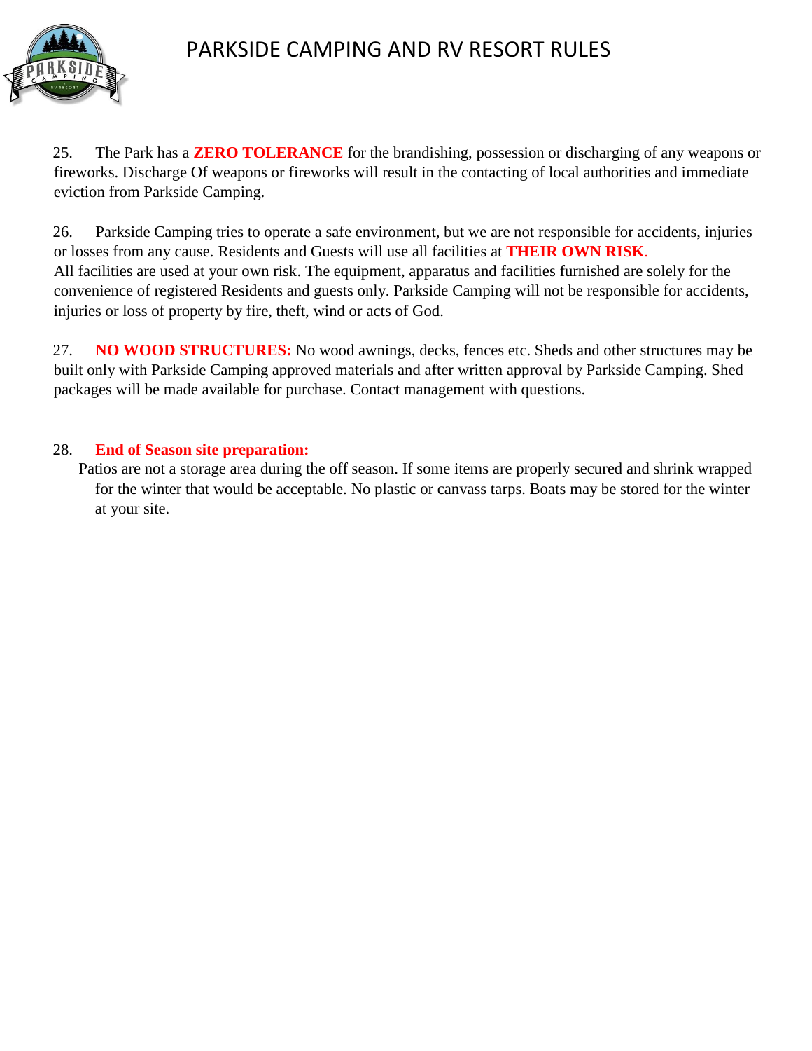# PARKSIDE CAMPING AND RV RESORT RULES

25. The Park has a **ZERO TOLERANCE** for the brandishing, possession or discharging of any weapons or fireworks. Discharge Of weapons or fireworks will result in the contacting of local authorities and immediate eviction from Parkside Camping.

26. Parkside Camping tries to operate a safe environment, but we are not responsible for accidents, injuries or losses from any cause. Residents and Guests will use all facilities at **THEIR OWN RISK**.
All facilities are used at your own risk. The equipment, apparatus and facilities furnished are solely for the convenience of registered Residents and guests only. Parkside Camping will not be responsible for accidents, injuries or loss of property by fire, theft, wind or acts of God.

27. **NO WOOD STRUCTURES:** No wood awnings, decks, fences etc. Sheds and other structures may be built only with Parkside Camping approved materials and after written approval by Parkside Camping. Shed packages will be made available for purchase. Contact management with questions.

28. **End of Season site preparation:**
Patios are not a storage area during the off season. If some items are properly secured and shrink wrapped for the winter that would be acceptable. No plastic or canvass tarps. Boats may be stored for the winter at your site.